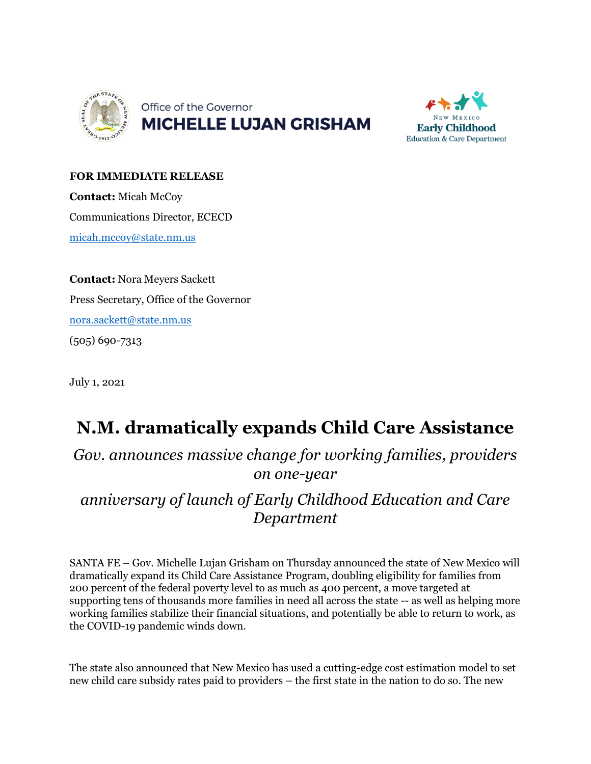Office of the Governor
**MICHELLE LUJAN GRISHAM**

New Mexico
**Early Childhood**
Education & Care Department

**FOR IMMEDIATE RELEASE**

**Contact:** Micah McCoy

Communications Director, ECECD

micah.mccoy@state.nm.us

**Contact:** Nora Meyers Sackett

Press Secretary, Office of the Governor

nora.sackett@state.nm.us

(505) 690-7313

July 1, 2021

# N.M. dramatically expands Child Care Assistance

## *Gov. announces massive change for working families, providers on one-year anniversary of launch of Early Childhood Education and Care Department*

SANTA FE – Gov. Michelle Lujan Grisham on Thursday announced the state of New Mexico will dramatically expand its Child Care Assistance Program, doubling eligibility for families from 200 percent of the federal poverty level to as much as 400 percent, a move targeted at supporting tens of thousands more families in need all across the state -- as well as helping more working families stabilize their financial situations, and potentially be able to return to work, as the COVID-19 pandemic winds down.

The state also announced that New Mexico has used a cutting-edge cost estimation model to set new child care subsidy rates paid to providers – the first state in the nation to do so. The new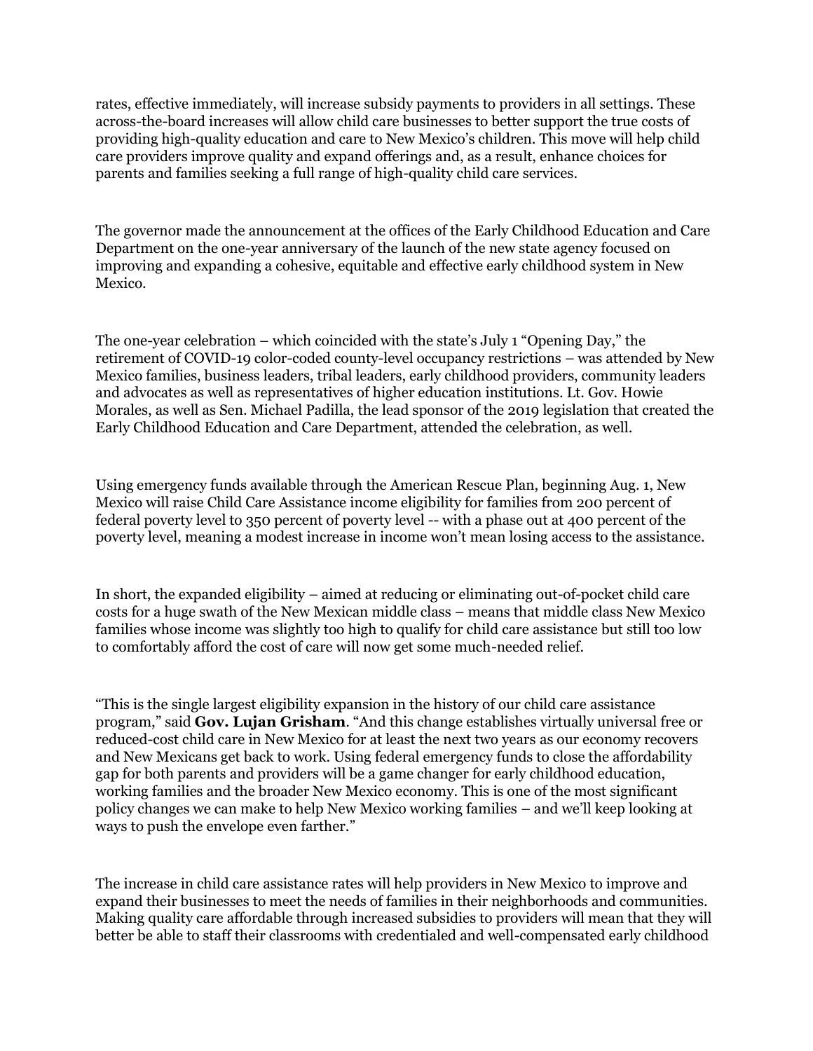rates, effective immediately, will increase subsidy payments to providers in all settings. These across-the-board increases will allow child care businesses to better support the true costs of providing high-quality education and care to New Mexico's children. This move will help child care providers improve quality and expand offerings and, as a result, enhance choices for parents and families seeking a full range of high-quality child care services.

The governor made the announcement at the offices of the Early Childhood Education and Care Department on the one-year anniversary of the launch of the new state agency focused on improving and expanding a cohesive, equitable and effective early childhood system in New Mexico.

The one-year celebration – which coincided with the state's July 1 "Opening Day," the retirement of COVID-19 color-coded county-level occupancy restrictions – was attended by New Mexico families, business leaders, tribal leaders, early childhood providers, community leaders and advocates as well as representatives of higher education institutions. Lt. Gov. Howie Morales, as well as Sen. Michael Padilla, the lead sponsor of the 2019 legislation that created the Early Childhood Education and Care Department, attended the celebration, as well.

Using emergency funds available through the American Rescue Plan, beginning Aug. 1, New Mexico will raise Child Care Assistance income eligibility for families from 200 percent of federal poverty level to 350 percent of poverty level -- with a phase out at 400 percent of the poverty level, meaning a modest increase in income won't mean losing access to the assistance.

In short, the expanded eligibility – aimed at reducing or eliminating out-of-pocket child care costs for a huge swath of the New Mexican middle class – means that middle class New Mexico families whose income was slightly too high to qualify for child care assistance but still too low to comfortably afford the cost of care will now get some much-needed relief.

"This is the single largest eligibility expansion in the history of our child care assistance program," said **Gov. Lujan Grisham**. "And this change establishes virtually universal free or reduced-cost child care in New Mexico for at least the next two years as our economy recovers and New Mexicans get back to work. Using federal emergency funds to close the affordability gap for both parents and providers will be a game changer for early childhood education, working families and the broader New Mexico economy. This is one of the most significant policy changes we can make to help New Mexico working families – and we'll keep looking at ways to push the envelope even farther."

The increase in child care assistance rates will help providers in New Mexico to improve and expand their businesses to meet the needs of families in their neighborhoods and communities. Making quality care affordable through increased subsidies to providers will mean that they will better be able to staff their classrooms with credentialed and well-compensated early childhood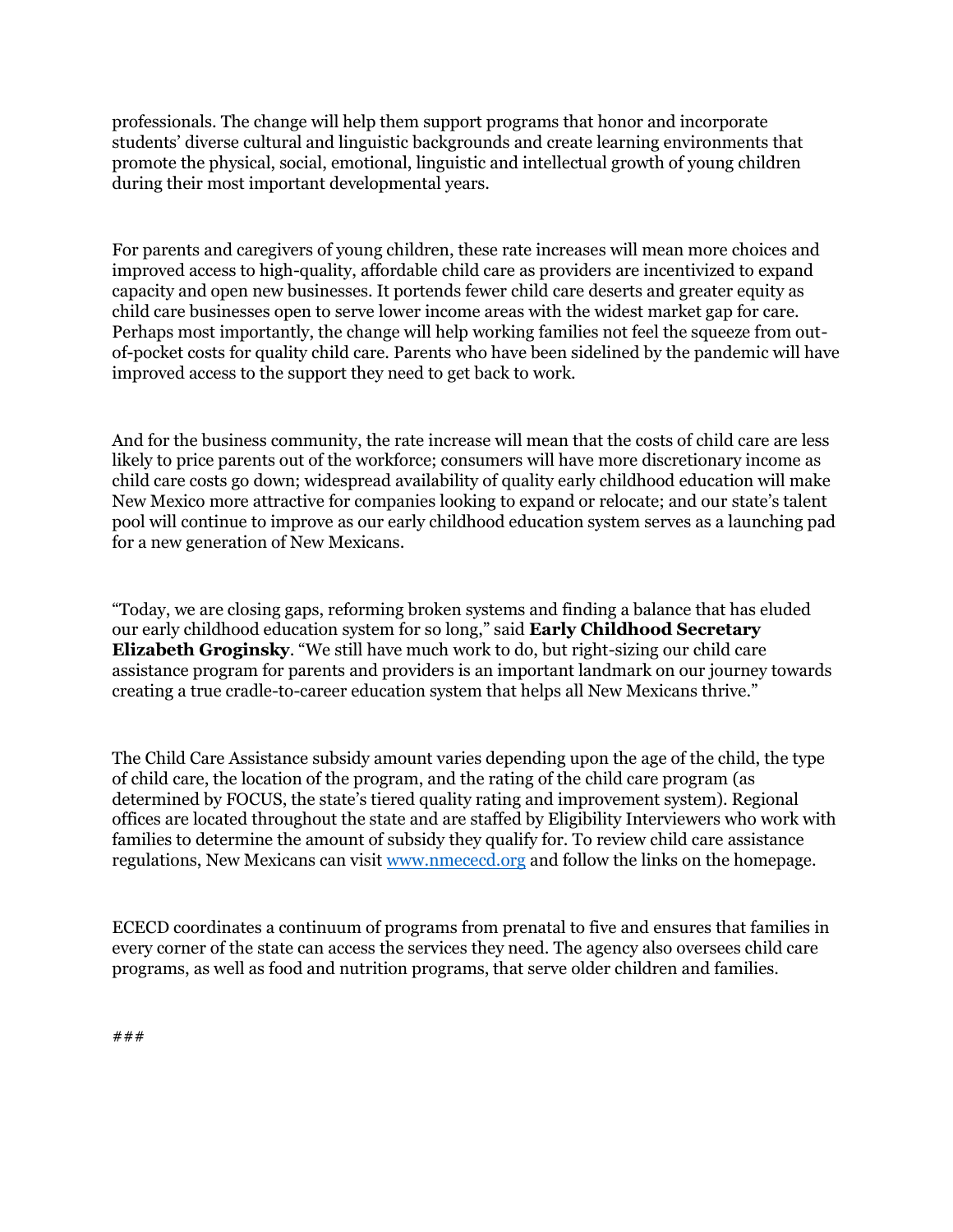professionals. The change will help them support programs that honor and incorporate students' diverse cultural and linguistic backgrounds and create learning environments that promote the physical, social, emotional, linguistic and intellectual growth of young children during their most important developmental years.

For parents and caregivers of young children, these rate increases will mean more choices and improved access to high-quality, affordable child care as providers are incentivized to expand capacity and open new businesses. It portends fewer child care deserts and greater equity as child care businesses open to serve lower income areas with the widest market gap for care. Perhaps most importantly, the change will help working families not feel the squeeze from out-of-pocket costs for quality child care. Parents who have been sidelined by the pandemic will have improved access to the support they need to get back to work.

And for the business community, the rate increase will mean that the costs of child care are less likely to price parents out of the workforce; consumers will have more discretionary income as child care costs go down; widespread availability of quality early childhood education will make New Mexico more attractive for companies looking to expand or relocate; and our state's talent pool will continue to improve as our early childhood education system serves as a launching pad for a new generation of New Mexicans.

"Today, we are closing gaps, reforming broken systems and finding a balance that has eluded our early childhood education system for so long," said **Early Childhood Secretary Elizabeth Groginsky**. "We still have much work to do, but right-sizing our child care assistance program for parents and providers is an important landmark on our journey towards creating a true cradle-to-career education system that helps all New Mexicans thrive."

The Child Care Assistance subsidy amount varies depending upon the age of the child, the type of child care, the location of the program, and the rating of the child care program (as determined by FOCUS, the state's tiered quality rating and improvement system). Regional offices are located throughout the state and are staffed by Eligibility Interviewers who work with families to determine the amount of subsidy they qualify for. To review child care assistance regulations, New Mexicans can visit [www.nmececd.org](http://www.nmececd.org) and follow the links on the homepage.

ECECD coordinates a continuum of programs from prenatal to five and ensures that families in every corner of the state can access the services they need. The agency also oversees child care programs, as well as food and nutrition programs, that serve older children and families.

###